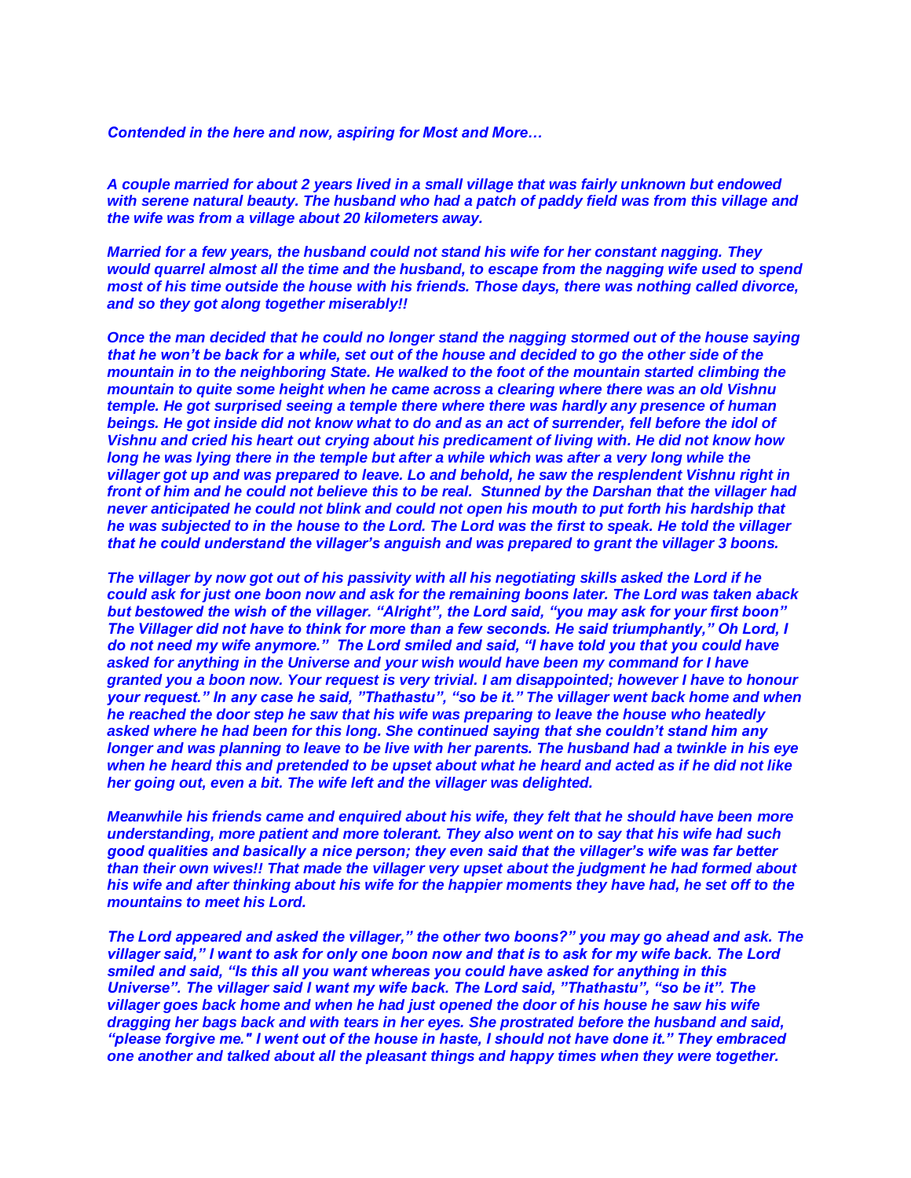***Contended in the here and now, aspiring for Most and More…***

***A couple married for about 2 years lived in a small village that was fairly unknown but endowed with serene natural beauty. The husband who had a patch of paddy field was from this village and the wife was from a village about 20 kilometers away.***

***Married for a few years, the husband could not stand his wife for her constant nagging. They would quarrel almost all the time and the husband, to escape from the nagging wife used to spend most of his time outside the house with his friends. Those days, there was nothing called divorce, and so they got along together miserably!!***

***Once the man decided that he could no longer stand the nagging stormed out of the house saying that he won't be back for a while, set out of the house and decided to go the other side of the mountain in to the neighboring State. He walked to the foot of the mountain started climbing the mountain to quite some height when he came across a clearing where there was an old Vishnu temple. He got surprised seeing a temple there where there was hardly any presence of human beings. He got inside did not know what to do and as an act of surrender, fell before the idol of Vishnu and cried his heart out crying about his predicament of living with. He did not know how long he was lying there in the temple but after a while which was after a very long while the villager got up and was prepared to leave. Lo and behold, he saw the resplendent Vishnu right in front of him and he could not believe this to be real. Stunned by the Darshan that the villager had never anticipated he could not blink and could not open his mouth to put forth his hardship that he was subjected to in the house to the Lord. The Lord was the first to speak. He told the villager that he could understand the villager's anguish and was prepared to grant the villager 3 boons.***

***The villager by now got out of his passivity with all his negotiating skills asked the Lord if he could ask for just one boon now and ask for the remaining boons later. The Lord was taken aback but bestowed the wish of the villager. "Alright", the Lord said, "you may ask for your first boon" The Villager did not have to think for more than a few seconds. He said triumphantly," Oh Lord, I do not need my wife anymore." The Lord smiled and said, "I have told you that you could have asked for anything in the Universe and your wish would have been my command for I have granted you a boon now. Your request is very trivial. I am disappointed; however I have to honour your request." In any case he said, "Thathastu", "so be it." The villager went back home and when he reached the door step he saw that his wife was preparing to leave the house who heatedly asked where he had been for this long. She continued saying that she couldn't stand him any longer and was planning to leave to be live with her parents. The husband had a twinkle in his eye when he heard this and pretended to be upset about what he heard and acted as if he did not like her going out, even a bit. The wife left and the villager was delighted.***

***Meanwhile his friends came and enquired about his wife, they felt that he should have been more understanding, more patient and more tolerant. They also went on to say that his wife had such good qualities and basically a nice person; they even said that the villager's wife was far better than their own wives!! That made the villager very upset about the judgment he had formed about his wife and after thinking about his wife for the happier moments they have had, he set off to the mountains to meet his Lord.***

***The Lord appeared and asked the villager," the other two boons?" you may go ahead and ask. The villager said," I want to ask for only one boon now and that is to ask for my wife back. The Lord smiled and said, "Is this all you want whereas you could have asked for anything in this Universe". The villager said I want my wife back. The Lord said, "Thathastu", "so be it". The villager goes back home and when he had just opened the door of his house he saw his wife dragging her bags back and with tears in her eyes. She prostrated before the husband and said, "please forgive me." I went out of the house in haste, I should not have done it." They embraced one another and talked about all the pleasant things and happy times when they were together.***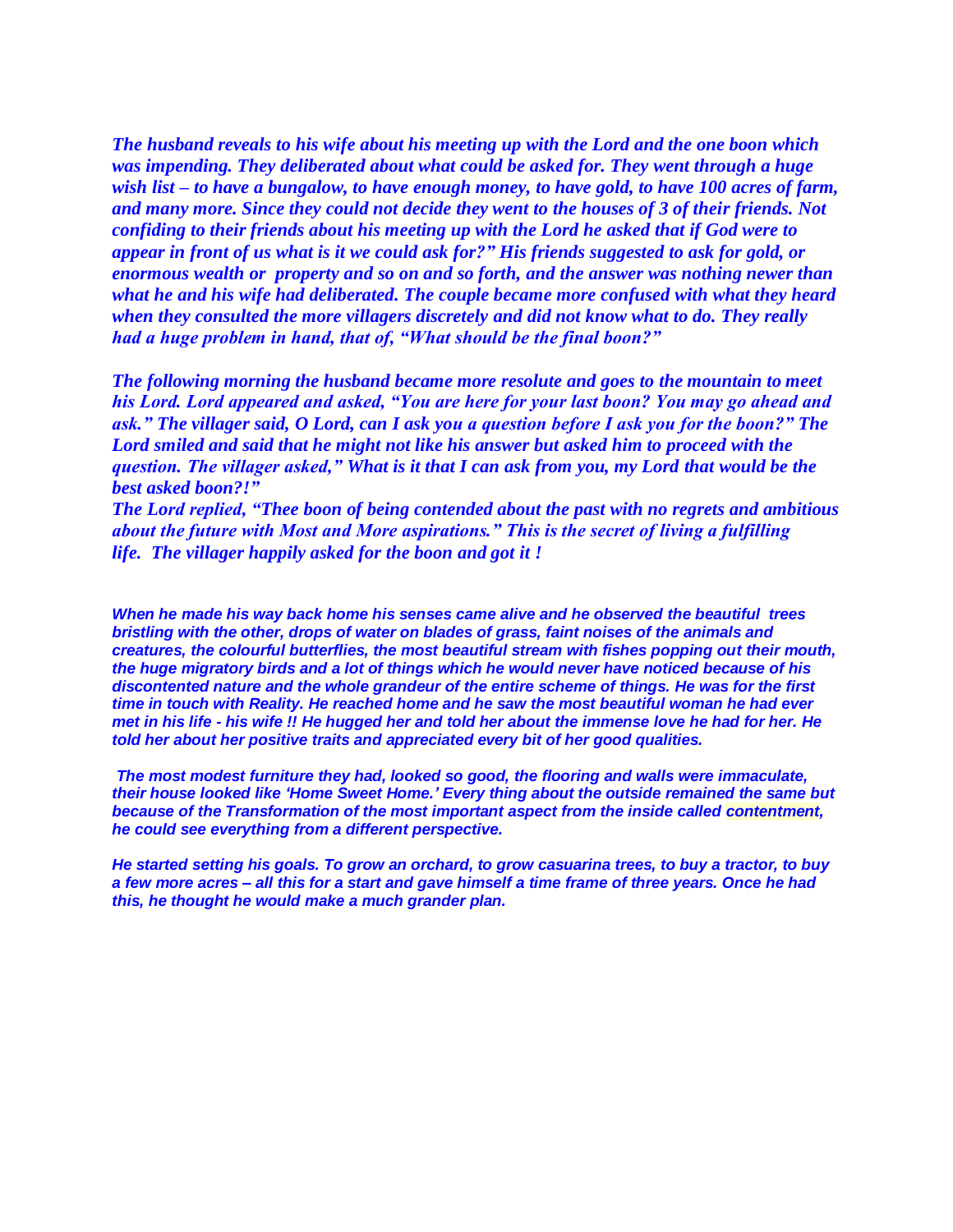***The husband reveals to his wife about his meeting up with the Lord and the one boon which was impending. They deliberated about what could be asked for. They went through a huge wish list – to have a bungalow, to have enough money, to have gold, to have 100 acres of farm, and many more. Since they could not decide they went to the houses of 3 of their friends. Not confiding to their friends about his meeting up with the Lord he asked that if God were to appear in front of us what is it we could ask for?" His friends suggested to ask for gold, or enormous wealth or property and so on and so forth, and the answer was nothing newer than what he and his wife had deliberated. The couple became more confused with what they heard when they consulted the more villagers discretely and did not know what to do. They really had a huge problem in hand, that of, "What should be the final boon?"***

***The following morning the husband became more resolute and goes to the mountain to meet his Lord. Lord appeared and asked, "You are here for your last boon? You may go ahead and ask." The villager said, O Lord, can I ask you a question before I ask you for the boon?" The Lord smiled and said that he might not like his answer but asked him to proceed with the question. The villager asked," What is it that I can ask from you, my Lord that would be the best asked boon?!"***

***The Lord replied, "Thee boon of being contended about the past with no regrets and ambitious about the future with Most and More aspirations." This is the secret of living a fulfilling life. The villager happily asked for the boon and got it !***

***When he made his way back home his senses came alive and he observed the beautiful trees bristling with the other, drops of water on blades of grass, faint noises of the animals and creatures, the colourful butterflies, the most beautiful stream with fishes popping out their mouth, the huge migratory birds and a lot of things which he would never have noticed because of his discontented nature and the whole grandeur of the entire scheme of things. He was for the first time in touch with Reality. He reached home and he saw the most beautiful woman he had ever met in his life - his wife !! He hugged her and told her about the immense love he had for her. He told her about her positive traits and appreciated every bit of her good qualities.***

***The most modest furniture they had, looked so good, the flooring and walls were immaculate, their house looked like 'Home Sweet Home.' Every thing about the outside remained the same but because of the Transformation of the most important aspect from the inside called contentment, he could see everything from a different perspective.***

***He started setting his goals. To grow an orchard, to grow casuarina trees, to buy a tractor, to buy a few more acres – all this for a start and gave himself a time frame of three years. Once he had this, he thought he would make a much grander plan.***